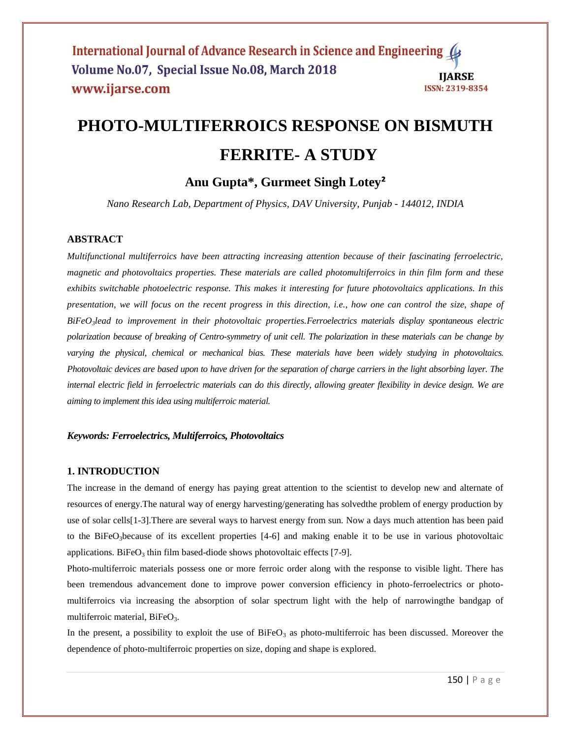# PHOTO-MULTIFERROICS RESPONSE ON BISMUTH FERRITE- A STUDY

**Anu Gupta\*, Gurmeet Singh Lotey[2]**

*Nano Research Lab, Department of Physics, DAV University, Punjab - 144012, INDIA*

### ABSTRACT

*Multifunctional multiferroics have been attracting increasing attention because of their fascinating ferroelectric, magnetic and photovoltaics properties. These materials are called photomultiferroics in thin film form and these exhibits switchable photoelectric response. This makes it interesting for future photovoltaics applications. In this presentation, we will focus on the recent progress in this direction, i.e., how one can control the size, shape of $BiFeO_3$lead to improvement in their photovoltaic properties.Ferroelectrics materials display spontaneous electric polarization because of breaking of Centro-symmetry of unit cell. The polarization in these materials can be change by varying the physical, chemical or mechanical bias. These materials have been widely studying in photovoltaics. Photovoltaic devices are based upon to have driven for the separation of charge carriers in the light absorbing layer. The internal electric field in ferroelectric materials can do this directly, allowing greater flexibility in device design. We are aiming to implement this idea using multiferroic material.*

***Keywords: Ferroelectrics, Multiferroics, Photovoltaics***

### 1. INTRODUCTION

The increase in the demand of energy has paying great attention to the scientist to develop new and alternate of resources of energy.The natural way of energy harvesting/generating has solvedthe problem of energy production by use of solar cells[1-3].There are several ways to harvest energy from sun. Now a days much attention has been paid to the $BiFeO_3$because of its excellent properties [4-6] and making enable it to be use in various photovoltaic applications. $BiFeO_3$ thin film based-diode shows photovoltaic effects [7-9].

Photo-multiferroic materials possess one or more ferroic order along with the response to visible light. There has been tremendous advancement done to improve power conversion efficiency in photo-ferroelectrics or photo-multiferroics via increasing the absorption of solar spectrum light with the help of narrowingthe bandgap of multiferroic material, $BiFeO_3$.

In the present, a possibility to exploit the use of $BiFeO_3$ as photo-multiferroic has been discussed. Moreover the dependence of photo-multiferroic properties on size, doping and shape is explored.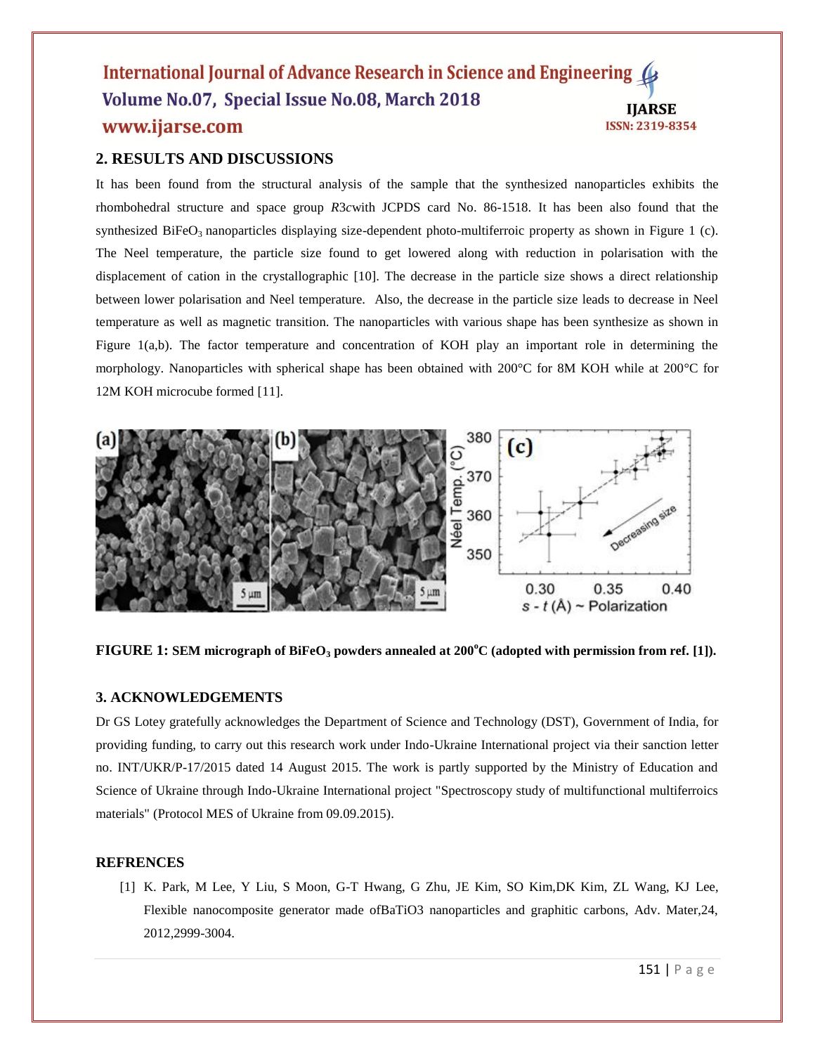## 2. RESULTS AND DISCUSSIONS

It has been found from the structural analysis of the sample that the synthesized nanoparticles exhibits the rhombohedral structure and space group *R*3*c*with JCPDS card No. 86-1518. It has been also found that the synthesized $BiFeO_3$ nanoparticles displaying size-dependent photo-multiferroic property as shown in Figure 1 (c). The Neel temperature, the particle size found to get lowered along with reduction in polarisation with the displacement of cation in the crystallographic [10]. The decrease in the particle size shows a direct relationship between lower polarisation and Neel temperature. Also, the decrease in the particle size leads to decrease in Neel temperature as well as magnetic transition. The nanoparticles with various shape has been synthesize as shown in Figure 1(a,b). The factor temperature and concentration of KOH play an important role in determining the morphology. Nanoparticles with spherical shape has been obtained with 200°C for 8M KOH while at 200°C for 12M KOH microcube formed [11].

**FIGURE 1: SEM micrograph of $BiFeO_3$ powders annealed at 200°C (adopted with permission from ref. [1]).**

## 3. ACKNOWLEDGEMENTS

Dr GS Lotey gratefully acknowledges the Department of Science and Technology (DST), Government of India, for providing funding, to carry out this research work under Indo-Ukraine International project via their sanction letter no. INT/UKR/P-17/2015 dated 14 August 2015. The work is partly supported by the Ministry of Education and Science of Ukraine through Indo-Ukraine International project "Spectroscopy study of multifunctional multiferroics materials" (Protocol MES of Ukraine from 09.09.2015).

## REFRENCES

[1] K. Park, M Lee, Y Liu, S Moon, G-T Hwang, G Zhu, JE Kim, SO Kim,DK Kim, ZL Wang, KJ Lee, Flexible nanocomposite generator made ofBaTiO3 nanoparticles and graphitic carbons, Adv. Mater,24, 2012,2999-3004.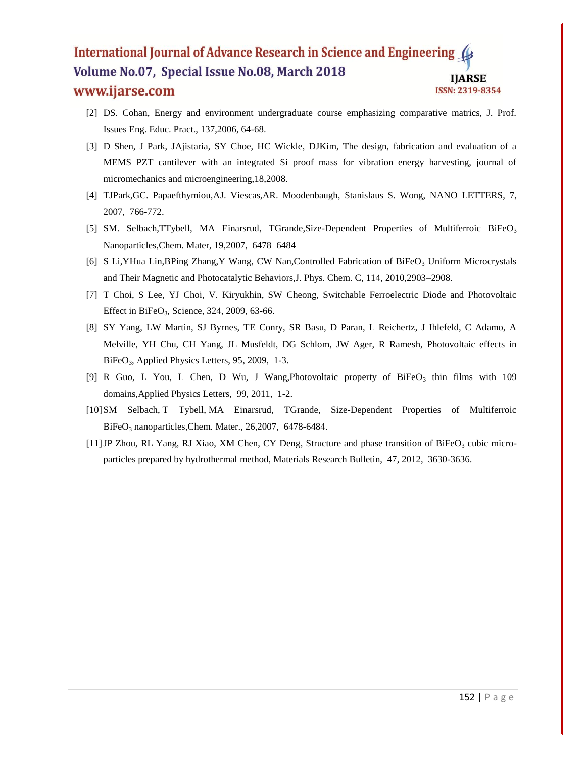[2] DS. Cohan, Energy and environment undergraduate course emphasizing comparative matrics, J. Prof. Issues Eng. Educ. Pract., 137,2006, 64-68.

[3] D Shen, J Park, JAjistaria, SY Choe, HC Wickle, DJKim, The design, fabrication and evaluation of a MEMS PZT cantilever with an integrated Si proof mass for vibration energy harvesting, journal of micromechanics and microengineering,18,2008.

[4] TJPark,GC. Papaefthymiou,AJ. Viescas,AR. Moodenbaugh, Stanislaus S. Wong, NANO LETTERS, 7, 2007, 766-772.

[5] SM. Selbach,TTybell, MA Einarsrud, TGrande,Size-Dependent Properties of Multiferroic $BiFeO_3$ Nanoparticles,Chem. Mater, 19,2007, 6478–6484

[6] S Li,YHua Lin,BPing Zhang,Y Wang, CW Nan,Controlled Fabrication of $BiFeO_3$ Uniform Microcrystals and Their Magnetic and Photocatalytic Behaviors,J. Phys. Chem. C, 114, 2010,2903–2908.

[7] T Choi, S Lee, YJ Choi, V. Kiryukhin, SW Cheong, Switchable Ferroelectric Diode and Photovoltaic Effect in $BiFeO_3$, Science, 324, 2009, 63-66.

[8] SY Yang, LW Martin, SJ Byrnes, TE Conry, SR Basu, D Paran, L Reichertz, J Ihlefeld, C Adamo, A Melville, YH Chu, CH Yang, JL Musfeldt, DG Schlom, JW Ager, R Ramesh, Photovoltaic effects in $BiFeO_3$, Applied Physics Letters, 95, 2009, 1-3.

[9] R Guo, L You, L Chen, D Wu, J Wang,Photovoltaic property of $BiFeO_3$ thin films with 109 domains,Applied Physics Letters, 99, 2011, 1-2.

[10] SM Selbach, T Tybell, MA Einarsrud, TGrande, Size-Dependent Properties of Multiferroic $BiFeO_3$ nanoparticles,Chem. Mater., 26,2007, 6478-6484.

[11] JP Zhou, RL Yang, RJ Xiao, XM Chen, CY Deng, Structure and phase transition of $BiFeO_3$ cubic micro-particles prepared by hydrothermal method, Materials Research Bulletin, 47, 2012, 3630-3636.